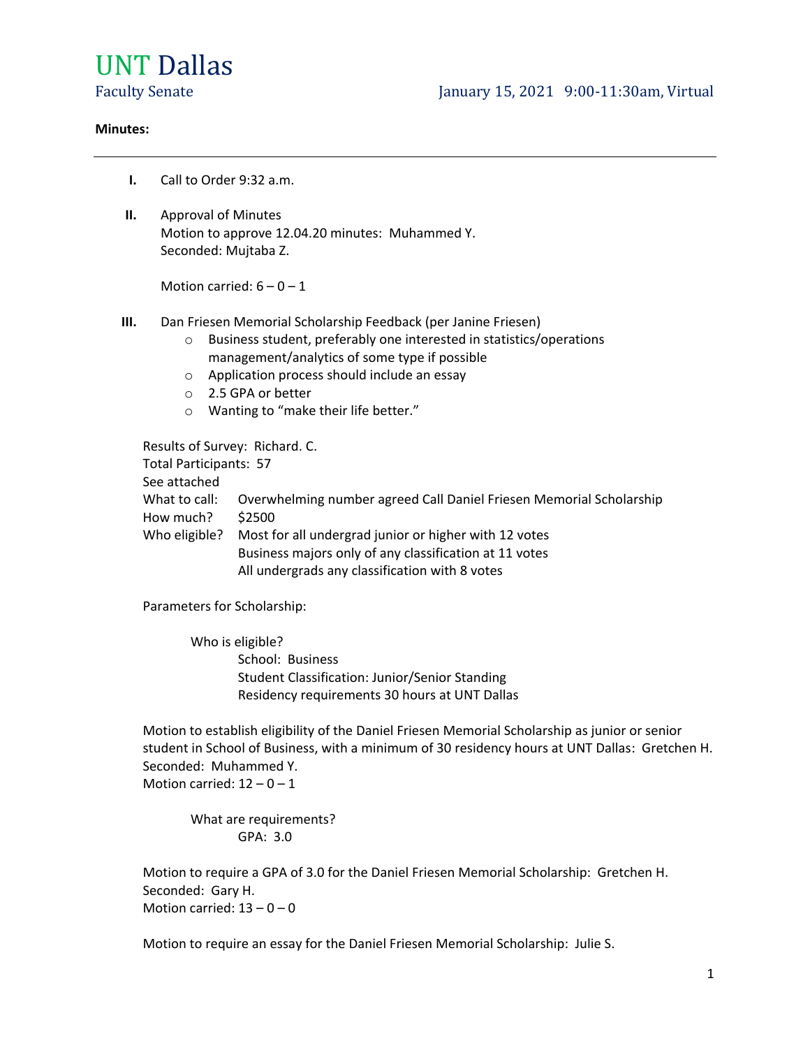# UNT Dallas

Faculty Senate — January 15, 2021 9:00-11:30am, Virtual

**Minutes:**

---

**I.** Call to Order 9:32 a.m.

**II.** Approval of Minutes
Motion to approve 12.04.20 minutes: Muhammed Y.
Seconded: Mujtaba Z.

Motion carried: 6 – 0 – 1

**III.** Dan Friesen Memorial Scholarship Feedback (per Janine Friesen)

- Business student, preferably one interested in statistics/operations management/analytics of some type if possible
- Application process should include an essay
- 2.5 GPA or better
- Wanting to "make their life better."

Results of Survey: Richard. C.
Total Participants: 57
See attached
What to call: Overwhelming number agreed Call Daniel Friesen Memorial Scholarship
How much? $2500
Who eligible? Most for all undergrad junior or higher with 12 votes
Business majors only of any classification at 11 votes
All undergrads any classification with 8 votes

Parameters for Scholarship:

Who is eligible?
School: Business
Student Classification: Junior/Senior Standing
Residency requirements 30 hours at UNT Dallas

Motion to establish eligibility of the Daniel Friesen Memorial Scholarship as junior or senior student in School of Business, with a minimum of 30 residency hours at UNT Dallas: Gretchen H.
Seconded: Muhammed Y.
Motion carried: 12 – 0 – 1

What are requirements?
GPA: 3.0

Motion to require a GPA of 3.0 for the Daniel Friesen Memorial Scholarship: Gretchen H.
Seconded: Gary H.
Motion carried: 13 – 0 – 0

Motion to require an essay for the Daniel Friesen Memorial Scholarship: Julie S.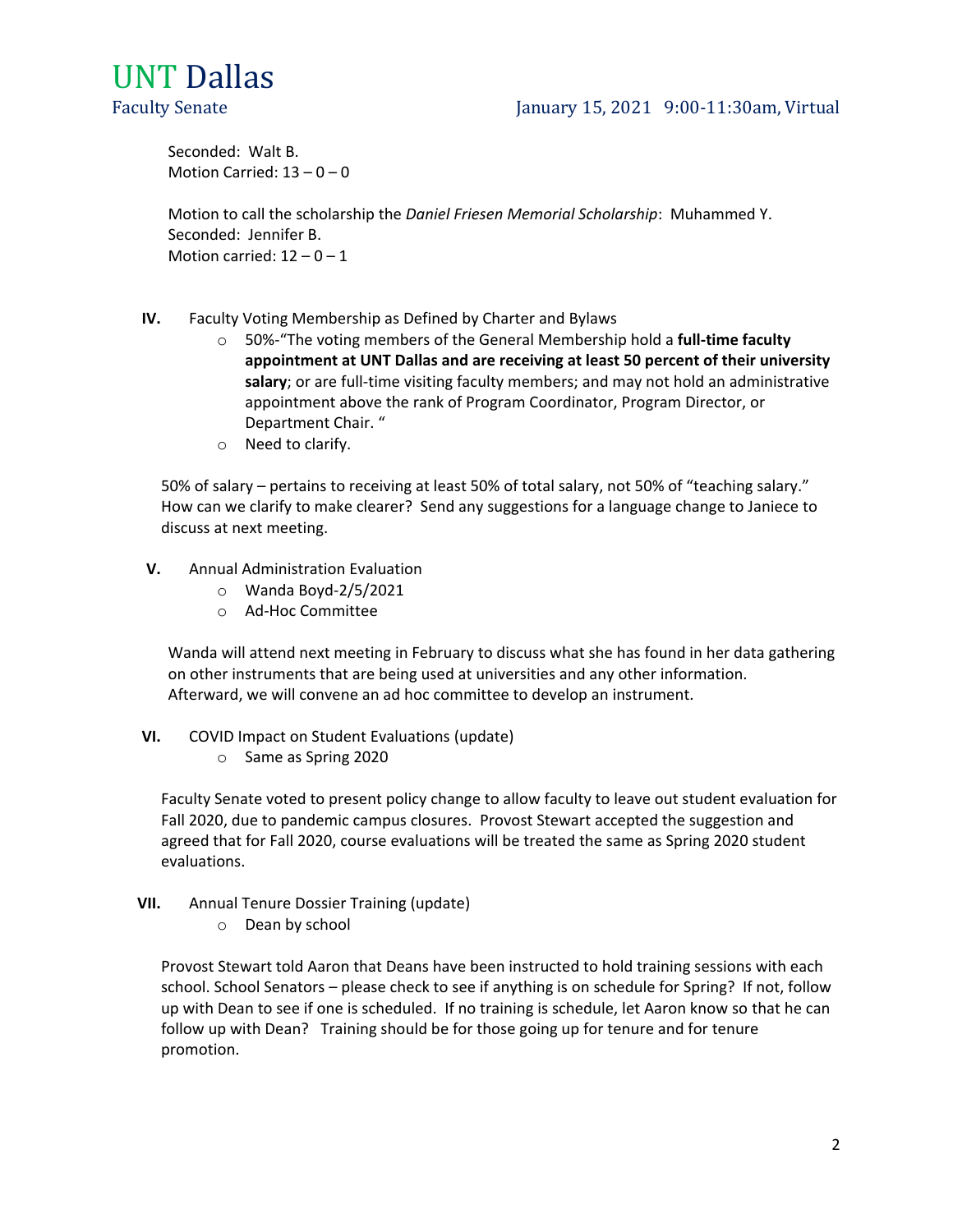Seconded: Walt B.
Motion Carried: 13 – 0 – 0

Motion to call the scholarship the *Daniel Friesen Memorial Scholarship*: Muhammed Y.
Seconded: Jennifer B.
Motion carried: 12 – 0 – 1

**IV.** Faculty Voting Membership as Defined by Charter and Bylaws

- 50%-"The voting members of the General Membership hold a **full-time faculty appointment at UNT Dallas and are receiving at least 50 percent of their university salary**; or are full-time visiting faculty members; and may not hold an administrative appointment above the rank of Program Coordinator, Program Director, or Department Chair. "
- Need to clarify.

50% of salary – pertains to receiving at least 50% of total salary, not 50% of "teaching salary." How can we clarify to make clearer? Send any suggestions for a language change to Janiece to discuss at next meeting.

**V.** Annual Administration Evaluation

- Wanda Boyd-2/5/2021
- Ad-Hoc Committee

Wanda will attend next meeting in February to discuss what she has found in her data gathering on other instruments that are being used at universities and any other information. Afterward, we will convene an ad hoc committee to develop an instrument.

**VI.** COVID Impact on Student Evaluations (update)

- Same as Spring 2020

Faculty Senate voted to present policy change to allow faculty to leave out student evaluation for Fall 2020, due to pandemic campus closures. Provost Stewart accepted the suggestion and agreed that for Fall 2020, course evaluations will be treated the same as Spring 2020 student evaluations.

**VII.** Annual Tenure Dossier Training (update)

- Dean by school

Provost Stewart told Aaron that Deans have been instructed to hold training sessions with each school. School Senators – please check to see if anything is on schedule for Spring? If not, follow up with Dean to see if one is scheduled. If no training is schedule, let Aaron know so that he can follow up with Dean? Training should be for those going up for tenure and for tenure promotion.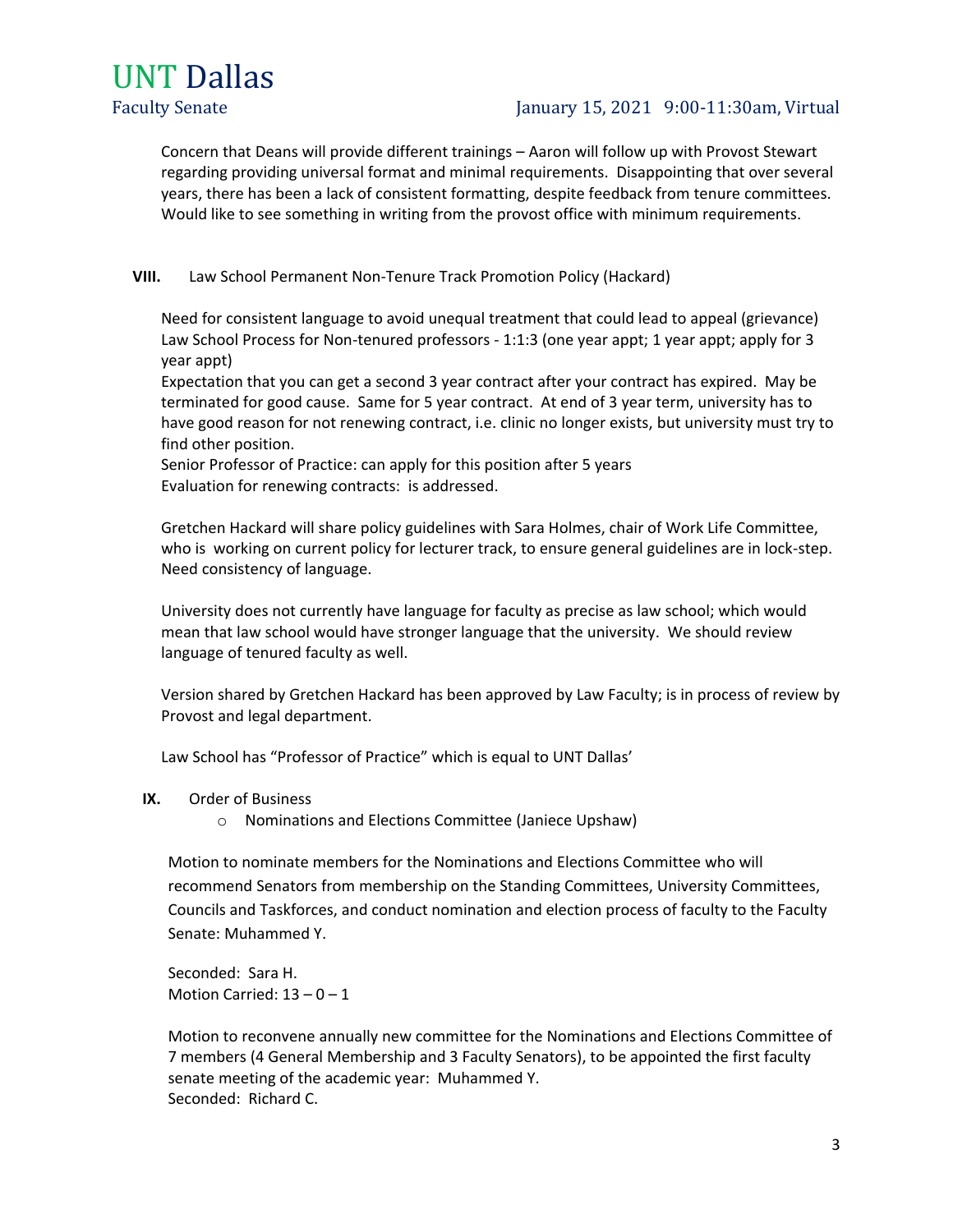Concern that Deans will provide different trainings – Aaron will follow up with Provost Stewart regarding providing universal format and minimal requirements. Disappointing that over several years, there has been a lack of consistent formatting, despite feedback from tenure committees. Would like to see something in writing from the provost office with minimum requirements.

**VIII.** Law School Permanent Non-Tenure Track Promotion Policy (Hackard)

Need for consistent language to avoid unequal treatment that could lead to appeal (grievance)
Law School Process for Non-tenured professors - 1:1:3 (one year appt; 1 year appt; apply for 3 year appt)
Expectation that you can get a second 3 year contract after your contract has expired. May be terminated for good cause. Same for 5 year contract. At end of 3 year term, university has to have good reason for not renewing contract, i.e. clinic no longer exists, but university must try to find other position.
Senior Professor of Practice: can apply for this position after 5 years
Evaluation for renewing contracts: is addressed.

Gretchen Hackard will share policy guidelines with Sara Holmes, chair of Work Life Committee, who is working on current policy for lecturer track, to ensure general guidelines are in lock-step. Need consistency of language.

University does not currently have language for faculty as precise as law school; which would mean that law school would have stronger language that the university. We should review language of tenured faculty as well.

Version shared by Gretchen Hackard has been approved by Law Faculty; is in process of review by Provost and legal department.

Law School has "Professor of Practice" which is equal to UNT Dallas'

**IX.** Order of Business

- Nominations and Elections Committee (Janiece Upshaw)

Motion to nominate members for the Nominations and Elections Committee who will recommend Senators from membership on the Standing Committees, University Committees, Councils and Taskforces, and conduct nomination and election process of faculty to the Faculty Senate: Muhammed Y.

Seconded: Sara H.
Motion Carried: 13 – 0 – 1

Motion to reconvene annually new committee for the Nominations and Elections Committee of 7 members (4 General Membership and 3 Faculty Senators), to be appointed the first faculty senate meeting of the academic year: Muhammed Y.
Seconded: Richard C.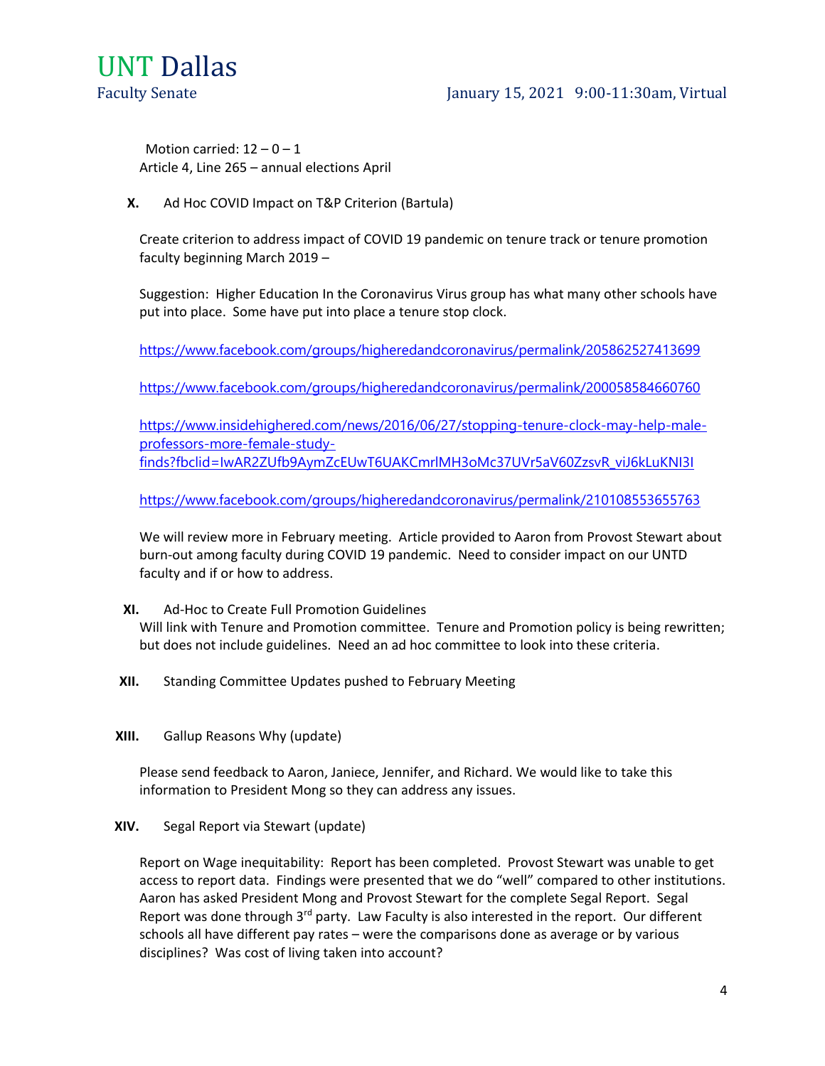Motion carried: 12 – 0 – 1
Article 4, Line 265 – annual elections April

**X.** Ad Hoc COVID Impact on T&P Criterion (Bartula)

Create criterion to address impact of COVID 19 pandemic on tenure track or tenure promotion faculty beginning March 2019 –

Suggestion: Higher Education In the Coronavirus Virus group has what many other schools have put into place. Some have put into place a tenure stop clock.

https://www.facebook.com/groups/higheredandcoronavirus/permalink/205862527413699

https://www.facebook.com/groups/higheredandcoronavirus/permalink/200058584660760

https://www.insidehighered.com/news/2016/06/27/stopping-tenure-clock-may-help-male-professors-more-female-study-finds?fbclid=IwAR2ZUfb9AymZcEUwT6UAKCmrlMH3oMc37UVr5aV60ZzsvR_viJ6kLuKNI3I

https://www.facebook.com/groups/higheredandcoronavirus/permalink/210108553655763

We will review more in February meeting. Article provided to Aaron from Provost Stewart about burn-out among faculty during COVID 19 pandemic. Need to consider impact on our UNTD faculty and if or how to address.

**XI.** Ad-Hoc to Create Full Promotion Guidelines
Will link with Tenure and Promotion committee. Tenure and Promotion policy is being rewritten; but does not include guidelines. Need an ad hoc committee to look into these criteria.

**XII.** Standing Committee Updates pushed to February Meeting

**XIII.** Gallup Reasons Why (update)

Please send feedback to Aaron, Janiece, Jennifer, and Richard. We would like to take this information to President Mong so they can address any issues.

**XIV.** Segal Report via Stewart (update)

Report on Wage inequitability: Report has been completed. Provost Stewart was unable to get access to report data. Findings were presented that we do "well" compared to other institutions. Aaron has asked President Mong and Provost Stewart for the complete Segal Report. Segal Report was done through 3rd party. Law Faculty is also interested in the report. Our different schools all have different pay rates – were the comparisons done as average or by various disciplines? Was cost of living taken into account?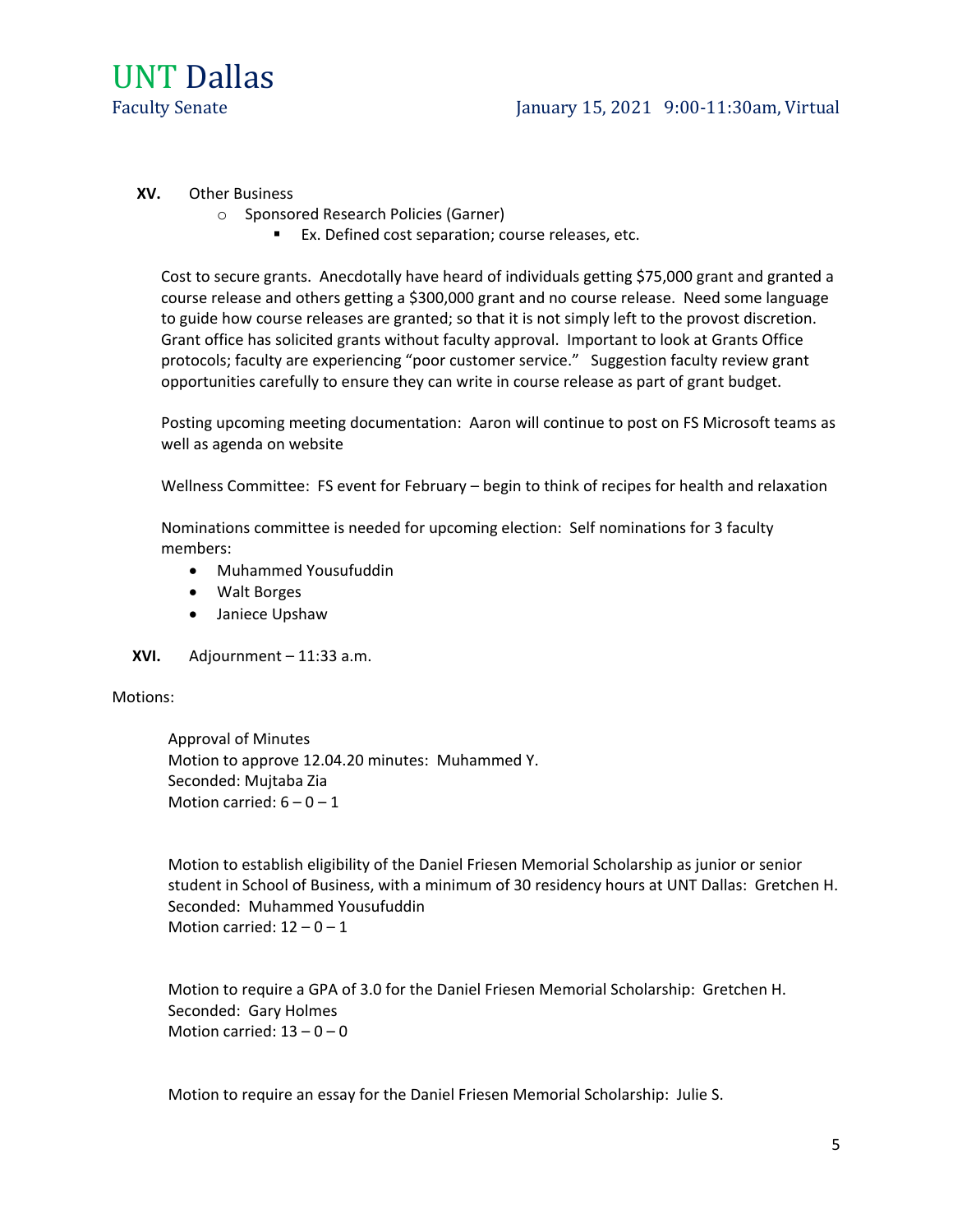**XV.** Other Business

- Sponsored Research Policies (Garner)
  - Ex. Defined cost separation; course releases, etc.

Cost to secure grants. Anecdotally have heard of individuals getting $75,000 grant and granted a course release and others getting a $300,000 grant and no course release. Need some language to guide how course releases are granted; so that it is not simply left to the provost discretion. Grant office has solicited grants without faculty approval. Important to look at Grants Office protocols; faculty are experiencing "poor customer service." Suggestion faculty review grant opportunities carefully to ensure they can write in course release as part of grant budget.

Posting upcoming meeting documentation: Aaron will continue to post on FS Microsoft teams as well as agenda on website

Wellness Committee: FS event for February – begin to think of recipes for health and relaxation

Nominations committee is needed for upcoming election: Self nominations for 3 faculty members:

- Muhammed Yousufuddin
- Walt Borges
- Janiece Upshaw

**XVI.** Adjournment – 11:33 a.m.

Motions:

Approval of Minutes
Motion to approve 12.04.20 minutes: Muhammed Y.
Seconded: Mujtaba Zia
Motion carried: 6 – 0 – 1

Motion to establish eligibility of the Daniel Friesen Memorial Scholarship as junior or senior student in School of Business, with a minimum of 30 residency hours at UNT Dallas: Gretchen H.
Seconded: Muhammed Yousufuddin
Motion carried: 12 – 0 – 1

Motion to require a GPA of 3.0 for the Daniel Friesen Memorial Scholarship: Gretchen H.
Seconded: Gary Holmes
Motion carried: 13 – 0 – 0

Motion to require an essay for the Daniel Friesen Memorial Scholarship: Julie S.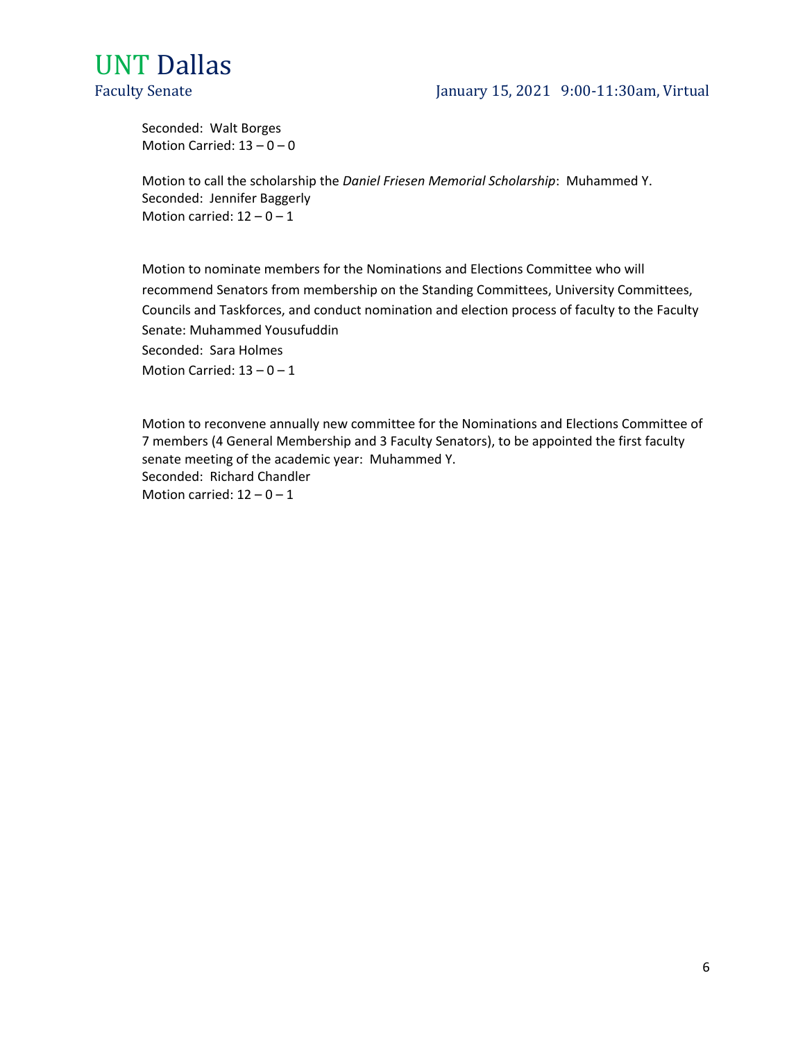Seconded: Walt Borges
Motion Carried: 13 – 0 – 0

Motion to call the scholarship the *Daniel Friesen Memorial Scholarship*: Muhammed Y.
Seconded: Jennifer Baggerly
Motion carried: 12 – 0 – 1

Motion to nominate members for the Nominations and Elections Committee who will recommend Senators from membership on the Standing Committees, University Committees, Councils and Taskforces, and conduct nomination and election process of faculty to the Faculty Senate: Muhammed Yousufuddin
Seconded: Sara Holmes
Motion Carried: 13 – 0 – 1

Motion to reconvene annually new committee for the Nominations and Elections Committee of 7 members (4 General Membership and 3 Faculty Senators), to be appointed the first faculty senate meeting of the academic year: Muhammed Y.
Seconded: Richard Chandler
Motion carried: 12 – 0 – 1